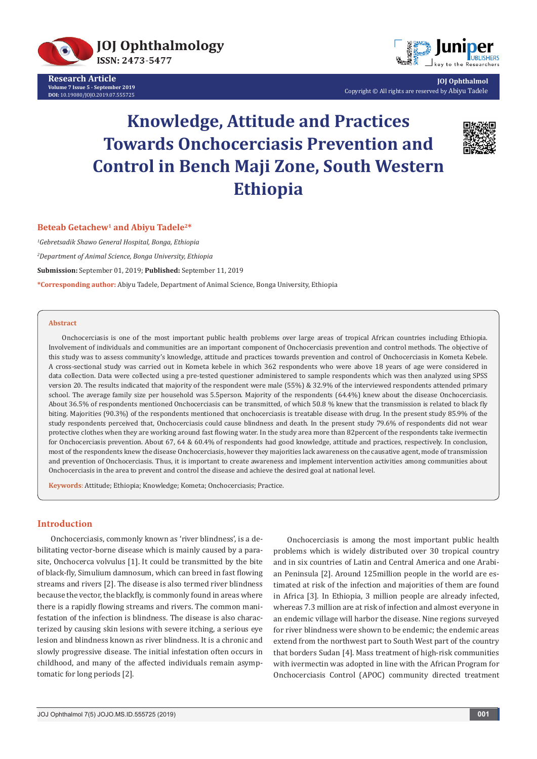Research Article

Volume 7 Issue 5 - September 2019

DOI: 10.19080/JOJO.2019.07.555725

JOJ Ophthalmol

Copyright © All rights are reserved by Abiyu Tadele

# Knowledge, Attitude and Practices Towards Onchocerciasis Prevention and Control in Bench Maji Zone, South Western Ethiopia

**Beteab Getachew[1] and Abiyu Tadele[2]***

[1]*Gebretsadik Shawo General Hospital, Bonga, Ethiopia*

[2]*Department of Animal Science, Bonga University, Ethiopia*

**Submission:** September 01, 2019; **Published:** September 11, 2019

***Corresponding author:** Abiyu Tadele, Department of Animal Science, Bonga University, Ethiopia

## Abstract

Onchocerciasis is one of the most important public health problems over large areas of tropical African countries including Ethiopia. Involvement of individuals and communities are an important component of Onchocerciasis prevention and control methods. The objective of this study was to assess community's knowledge, attitude and practices towards prevention and control of Onchocerciasis in Kometa Kebele. A cross-sectional study was carried out in Kometa kebele in which 362 respondents who were above 18 years of age were considered in data collection. Data were collected using a pre-tested questioner administered to sample respondents which was then analyzed using SPSS version 20. The results indicated that majority of the respondent were male (55%) & 32.9% of the interviewed respondents attended primary school. The average family size per household was 5.5person. Majority of the respondents (64.4%) knew about the disease Onchocerciasis. About 36.5% of respondents mentioned Onchocerciasis can be transmitted, of which 50.8 % knew that the transmission is related to black fly biting. Majorities (90.3%) of the respondents mentioned that onchocerciasis is treatable disease with drug. In the present study 85.9% of the study respondents perceived that, Onchocerciasis could cause blindness and death. In the present study 79.6% of respondents did not wear protective clothes when they are working around fast flowing water. In the study area more than 82percent of the respondents take ivermectin for Onchocerciasis prevention. About 67, 64 & 60.4% of respondents had good knowledge, attitude and practices, respectively. In conclusion, most of the respondents knew the disease Onchocerciasis, however they majorities lack awareness on the causative agent, mode of transmission and prevention of Onchocerciasis. Thus, it is important to create awareness and implement intervention activities among communities about Onchocerciasis in the area to prevent and control the disease and achieve the desired goal at national level.

**Keywords:** Attitude; Ethiopia; Knowledge; Kometa; Onchocerciasis; Practice.

## Introduction

Onchocerciasis, commonly known as 'river blindness', is a debilitating vector-borne disease which is mainly caused by a parasite, Onchocerca volvulus [1]. It could be transmitted by the bite of black-fly, Simulium damnosum, which can breed in fast flowing streams and rivers [2]. The disease is also termed river blindness because the vector, the blackfly, is commonly found in areas where there is a rapidly flowing streams and rivers. The common manifestation of the infection is blindness. The disease is also characterized by causing skin lesions with severe itching, a serious eye lesion and blindness known as river blindness. It is a chronic and slowly progressive disease. The initial infestation often occurs in childhood, and many of the affected individuals remain asymptomatic for long periods [2].

Onchocerciasis is among the most important public health problems which is widely distributed over 30 tropical country and in six countries of Latin and Central America and one Arabian Peninsula [2]. Around 125million people in the world are estimated at risk of the infection and majorities of them are found in Africa [3]. In Ethiopia, 3 million people are already infected, whereas 7.3 million are at risk of infection and almost everyone in an endemic village will harbor the disease. Nine regions surveyed for river blindness were shown to be endemic; the endemic areas extend from the northwest part to South West part of the country that borders Sudan [4]. Mass treatment of high-risk communities with ivermectin was adopted in line with the African Program for Onchocerciasis Control (APOC) community directed treatment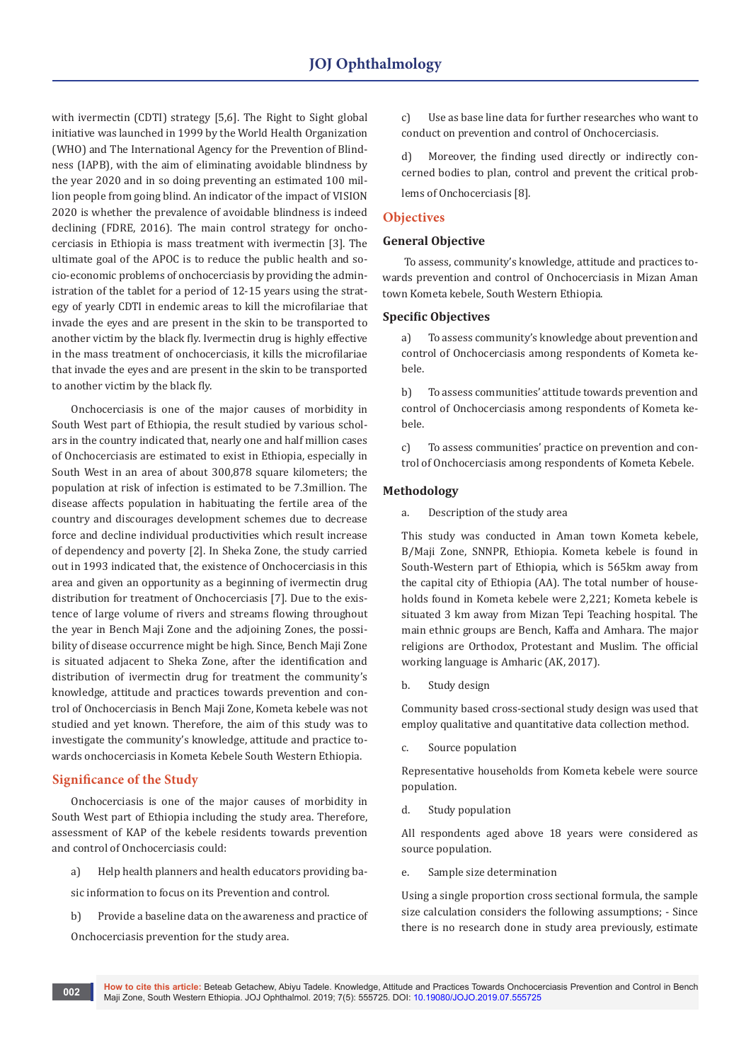with ivermectin (CDTI) strategy [5,6]. The Right to Sight global initiative was launched in 1999 by the World Health Organization (WHO) and The International Agency for the Prevention of Blindness (IAPB), with the aim of eliminating avoidable blindness by the year 2020 and in so doing preventing an estimated 100 million people from going blind. An indicator of the impact of VISION 2020 is whether the prevalence of avoidable blindness is indeed declining (FDRE, 2016). The main control strategy for onchocerciasis in Ethiopia is mass treatment with ivermectin [3]. The ultimate goal of the APOC is to reduce the public health and socio-economic problems of onchocerciasis by providing the administration of the tablet for a period of 12-15 years using the strategy of yearly CDTI in endemic areas to kill the microfilariae that invade the eyes and are present in the skin to be transported to another victim by the black fly. Ivermectin drug is highly effective in the mass treatment of onchocerciasis, it kills the microfilariae that invade the eyes and are present in the skin to be transported to another victim by the black fly.

Onchocerciasis is one of the major causes of morbidity in South West part of Ethiopia, the result studied by various scholars in the country indicated that, nearly one and half million cases of Onchocerciasis are estimated to exist in Ethiopia, especially in South West in an area of about 300,878 square kilometers; the population at risk of infection is estimated to be 7.3million. The disease affects population in habituating the fertile area of the country and discourages development schemes due to decrease force and decline individual productivities which result increase of dependency and poverty [2]. In Sheka Zone, the study carried out in 1993 indicated that, the existence of Onchocerciasis in this area and given an opportunity as a beginning of ivermectin drug distribution for treatment of Onchocerciasis [7]. Due to the existence of large volume of rivers and streams flowing throughout the year in Bench Maji Zone and the adjoining Zones, the possibility of disease occurrence might be high. Since, Bench Maji Zone is situated adjacent to Sheka Zone, after the identification and distribution of ivermectin drug for treatment the community's knowledge, attitude and practices towards prevention and control of Onchocerciasis in Bench Maji Zone, Kometa kebele was not studied and yet known. Therefore, the aim of this study was to investigate the community's knowledge, attitude and practice towards onchocerciasis in Kometa Kebele South Western Ethiopia.

## Significance of the Study

Onchocerciasis is one of the major causes of morbidity in South West part of Ethiopia including the study area. Therefore, assessment of KAP of the kebele residents towards prevention and control of Onchocerciasis could:

a) Help health planners and health educators providing basic information to focus on its Prevention and control.

b) Provide a baseline data on the awareness and practice of Onchocerciasis prevention for the study area.

c) Use as base line data for further researches who want to conduct on prevention and control of Onchocerciasis.

d) Moreover, the finding used directly or indirectly concerned bodies to plan, control and prevent the critical problems of Onchocerciasis [8].

## Objectives

### General Objective

To assess, community's knowledge, attitude and practices towards prevention and control of Onchocerciasis in Mizan Aman town Kometa kebele, South Western Ethiopia.

### Specific Objectives

a) To assess community's knowledge about prevention and control of Onchocerciasis among respondents of Kometa kebele.

b) To assess communities' attitude towards prevention and control of Onchocerciasis among respondents of Kometa kebele.

c) To assess communities' practice on prevention and control of Onchocerciasis among respondents of Kometa Kebele.

### Methodology

a. Description of the study area

This study was conducted in Aman town Kometa kebele, B/Maji Zone, SNNPR, Ethiopia. Kometa kebele is found in South-Western part of Ethiopia, which is 565km away from the capital city of Ethiopia (AA). The total number of households found in Kometa kebele were 2,221; Kometa kebele is situated 3 km away from Mizan Tepi Teaching hospital. The main ethnic groups are Bench, Kaffa and Amhara. The major religions are Orthodox, Protestant and Muslim. The official working language is Amharic (AK, 2017).

b. Study design

Community based cross-sectional study design was used that employ qualitative and quantitative data collection method.

c. Source population

Representative households from Kometa kebele were source population.

d. Study population

All respondents aged above 18 years were considered as source population.

e. Sample size determination

Using a single proportion cross sectional formula, the sample size calculation considers the following assumptions; - Since there is no research done in study area previously, estimate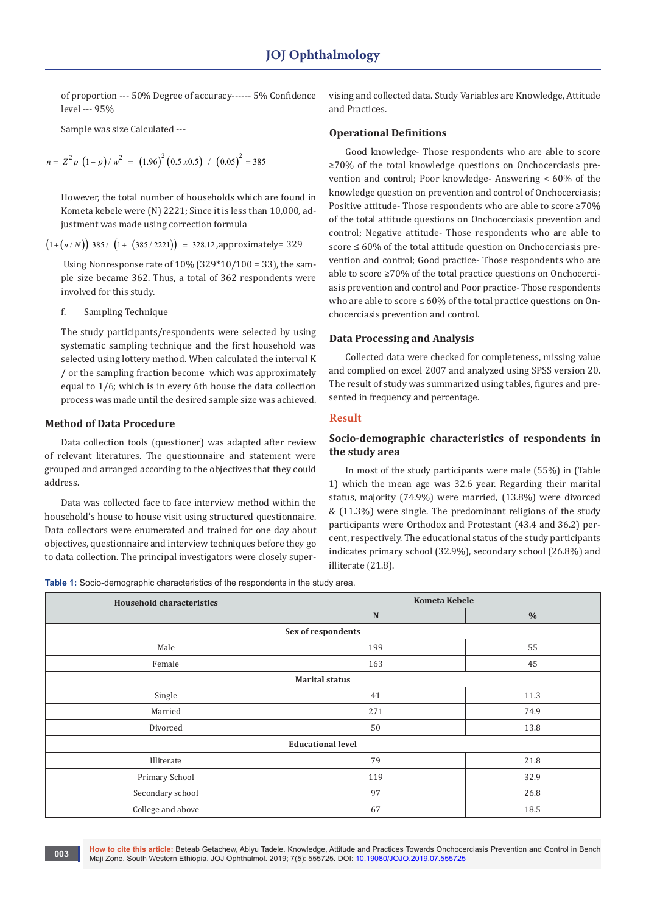of proportion --- 50% Degree of accuracy------ 5% Confidence level --- 95%

Sample was size Calculated ---

$$n = Z^2 p \ (1-p)/w^2 \ = \ (1.96)^2 (0.5 x 0.5) \ / \ (0.05)^2 = 385$$

However, the total number of households which are found in Kometa kebele were (N) 2221; Since it is less than 10,000, adjustment was made using correction formula

$$(1+(n/N)) \ 385/ \ (1+ \ (385/2221)) \ = \ 328.12$$ ,approximately= 329

Using Nonresponse rate of 10% (329*10/100 = 33), the sample size became 362. Thus, a total of 362 respondents were involved for this study.

f. Sampling Technique

The study participants/respondents were selected by using systematic sampling technique and the first household was selected using lottery method. When calculated the interval K / or the sampling fraction become which was approximately equal to 1/6; which is in every 6th house the data collection process was made until the desired sample size was achieved.

## Method of Data Procedure

Data collection tools (questioner) was adapted after review of relevant literatures. The questionnaire and statement were grouped and arranged according to the objectives that they could address.

Data was collected face to face interview method within the household's house to house visit using structured questionnaire. Data collectors were enumerated and trained for one day about objectives, questionnaire and interview techniques before they go to data collection. The principal investigators were closely supervising and collected data. Study Variables are Knowledge, Attitude and Practices.

## Operational Definitions

Good knowledge- Those respondents who are able to score ≥70% of the total knowledge questions on Onchocerciasis prevention and control; Poor knowledge- Answering < 60% of the knowledge question on prevention and control of Onchocerciasis; Positive attitude- Those respondents who are able to score ≥70% of the total attitude questions on Onchocerciasis prevention and control; Negative attitude- Those respondents who are able to score ≤ 60% of the total attitude question on Onchocerciasis prevention and control; Good practice- Those respondents who are able to score ≥70% of the total practice questions on Onchocerciasis prevention and control and Poor practice- Those respondents who are able to score ≤ 60% of the total practice questions on Onchocerciasis prevention and control.

## Data Processing and Analysis

Collected data were checked for completeness, missing value and complied on excel 2007 and analyzed using SPSS version 20. The result of study was summarized using tables, figures and presented in frequency and percentage.

## Result

### Socio-demographic characteristics of respondents in the study area

In most of the study participants were male (55%) in (Table 1) which the mean age was 32.6 year. Regarding their marital status, majority (74.9%) were married, (13.8%) were divorced & (11.3%) were single. The predominant religions of the study participants were Orthodox and Protestant (43.4 and 36.2) percent, respectively. The educational status of the study participants indicates primary school (32.9%), secondary school (26.8%) and illiterate (21.8).

**Table 1:** Socio-demographic characteristics of the respondents in the study area.

| Household characteristics | Kometa Kebele | |
|---|---|---|
| | N | % |
| **Sex of respondents** | | |
| Male | 199 | 55 |
| Female | 163 | 45 |
| **Marital status** | | |
| Single | 41 | 11.3 |
| Married | 271 | 74.9 |
| Divorced | 50 | 13.8 |
| **Educational level** | | |
| Illiterate | 79 | 21.8 |
| Primary School | 119 | 32.9 |
| Secondary school | 97 | 26.8 |
| College and above | 67 | 18.5 |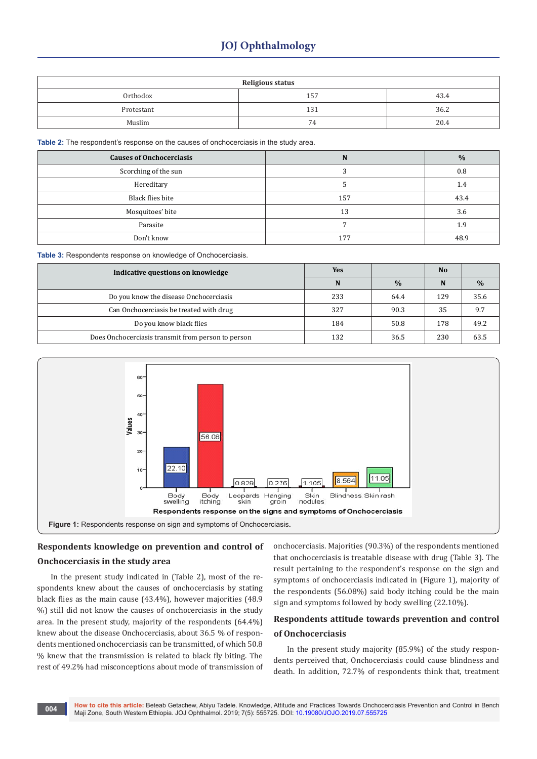| Religious status | | |
|---|---|---|
| Orthodox | 157 | 43.4 |
| Protestant | 131 | 36.2 |
| Muslim | 74 | 20.4 |

**Table 2:** The respondent's response on the causes of onchocerciasis in the study area.

| Causes of Onchocerciasis | N | % |
|---|---|---|
| Scorching of the sun | 3 | 0.8 |
| Hereditary | 5 | 1.4 |
| Black flies bite | 157 | 43.4 |
| Mosquitoes' bite | 13 | 3.6 |
| Parasite | 7 | 1.9 |
| Don't know | 177 | 48.9 |

**Table 3:** Respondents response on knowledge of Onchocerciasis.

| Indicative questions on knowledge | Yes | | No | |
|---|---|---|---|---|
| | N | % | N | % |
| Do you know the disease Onchocerciasis | 233 | 64.4 | 129 | 35.6 |
| Can Onchocerciasis be treated with drug | 327 | 90.3 | 35 | 9.7 |
| Do you know black flies | 184 | 50.8 | 178 | 49.2 |
| Does Onchocerciasis transmit from person to person | 132 | 36.5 | 230 | 63.5 |

**Figure 1:** Respondents response on sign and symptoms of Onchocerciasis.

## Respondents knowledge on prevention and control of Onchocerciasis in the study area

In the present study indicated in (Table 2), most of the respondents knew about the causes of onchocerciasis by stating black flies as the main cause (43.4%), however majorities (48.9 %) still did not know the causes of onchocerciasis in the study area. In the present study, majority of the respondents (64.4%) knew about the disease Onchocerciasis, about 36.5 % of respondents mentioned onchocerciasis can be transmitted, of which 50.8 % knew that the transmission is related to black fly biting. The rest of 49.2% had misconceptions about mode of transmission of onchocerciasis. Majorities (90.3%) of the respondents mentioned that onchocerciasis is treatable disease with drug (Table 3). The result pertaining to the respondent's response on the sign and symptoms of onchocerciasis indicated in (Figure 1), majority of the respondents (56.08%) said body itching could be the main sign and symptoms followed by body swelling (22.10%).

## Respondents attitude towards prevention and control of Onchocerciasis

In the present study majority (85.9%) of the study respondents perceived that, Onchocerciasis could cause blindness and death. In addition, 72.7% of respondents think that, treatment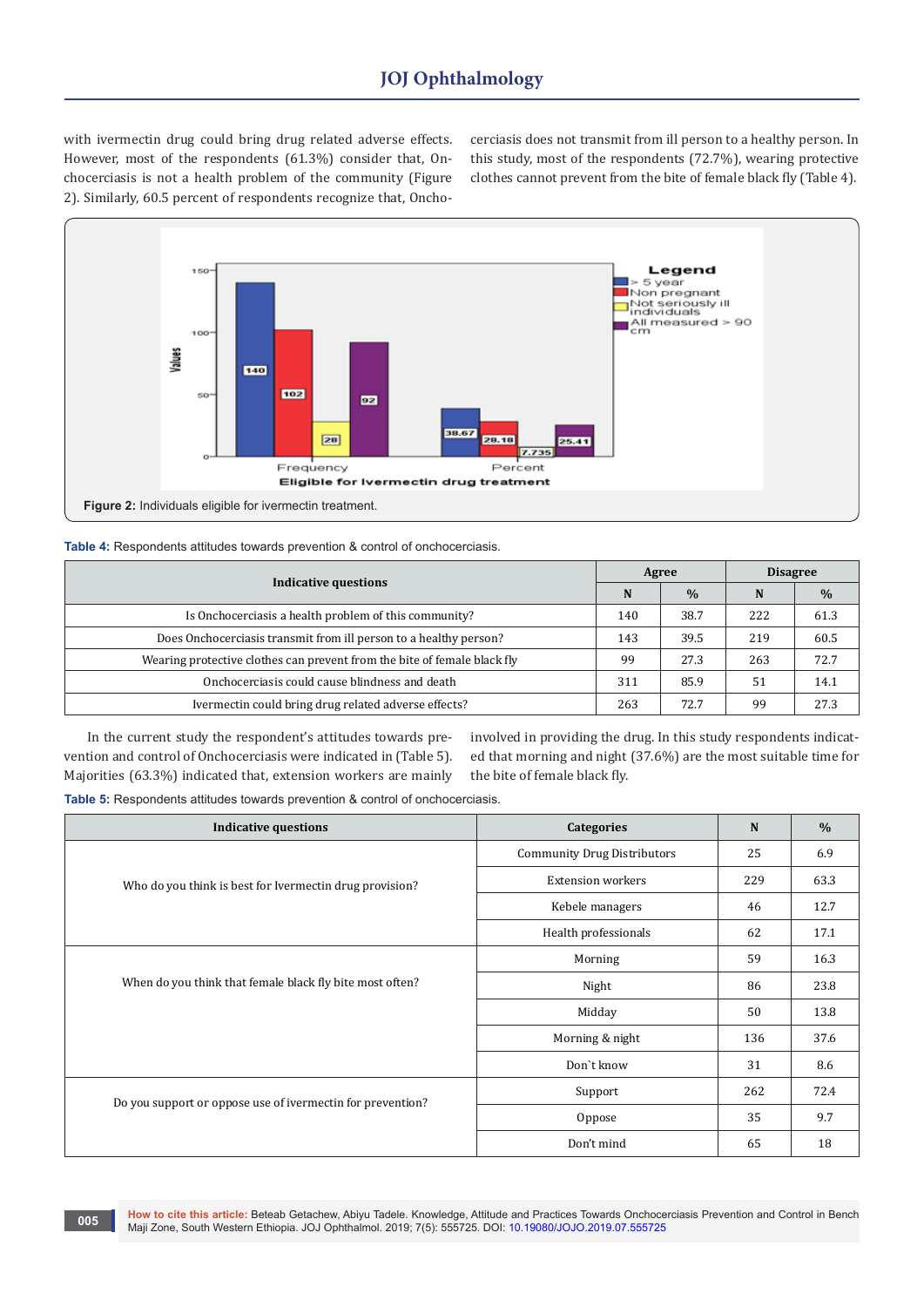with ivermectin drug could bring drug related adverse effects. However, most of the respondents (61.3%) consider that, Onchocerciasis is not a health problem of the community (Figure 2). Similarly, 60.5 percent of respondents recognize that, Onchocerciasis does not transmit from ill person to a healthy person. In this study, most of the respondents (72.7%), wearing protective clothes cannot prevent from the bite of female black fly (Table 4).

**Figure 2:** Individuals eligible for ivermectin treatment.

**Table 4:** Respondents attitudes towards prevention & control of onchocerciasis.

| Indicative questions | Agree | | Disagree | |
|---|---|---|---|---|
| | N | % | N | % |
| Is Onchocerciasis a health problem of this community? | 140 | 38.7 | 222 | 61.3 |
| Does Onchocerciasis transmit from ill person to a healthy person? | 143 | 39.5 | 219 | 60.5 |
| Wearing protective clothes can prevent from the bite of female black fly | 99 | 27.3 | 263 | 72.7 |
| Onchocerciasis could cause blindness and death | 311 | 85.9 | 51 | 14.1 |
| Ivermectin could bring drug related adverse effects? | 263 | 72.7 | 99 | 27.3 |

In the current study the respondent's attitudes towards prevention and control of Onchocerciasis were indicated in (Table 5). Majorities (63.3%) indicated that, extension workers are mainly involved in providing the drug. In this study respondents indicated that morning and night (37.6%) are the most suitable time for the bite of female black fly.

**Table 5:** Respondents attitudes towards prevention & control of onchocerciasis.

| Indicative questions | Categories | N | % |
|---|---|---|---|
| Who do you think is best for Ivermectin drug provision? | Community Drug Distributors | 25 | 6.9 |
| | Extension workers | 229 | 63.3 |
| | Kebele managers | 46 | 12.7 |
| | Health professionals | 62 | 17.1 |
| When do you think that female black fly bite most often? | Morning | 59 | 16.3 |
| | Night | 86 | 23.8 |
| | Midday | 50 | 13.8 |
| | Morning & night | 136 | 37.6 |
| | Don`t know | 31 | 8.6 |
| Do you support or oppose use of ivermectin for prevention? | Support | 262 | 72.4 |
| | Oppose | 35 | 9.7 |
| | Don't mind | 65 | 18 |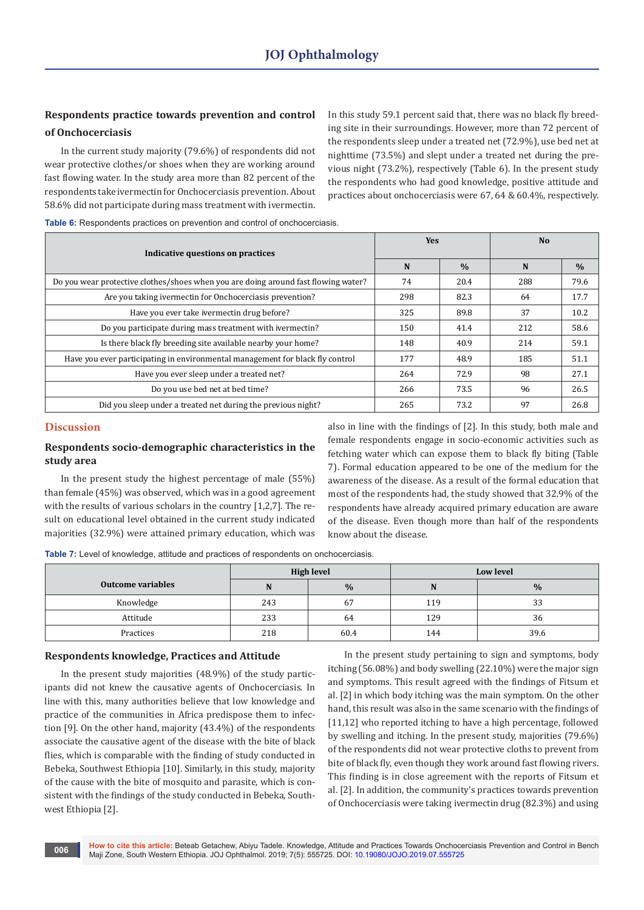### Respondents practice towards prevention and control of Onchocerciasis

In the current study majority (79.6%) of respondents did not wear protective clothes/or shoes when they are working around fast flowing water. In the study area more than 82 percent of the respondents take ivermectin for Onchocerciasis prevention. About 58.6% did not participate during mass treatment with ivermectin. In this study 59.1 percent said that, there was no black fly breeding site in their surroundings. However, more than 72 percent of the respondents sleep under a treated net (72.9%), use bed net at nighttime (73.5%) and slept under a treated net during the previous night (73.2%), respectively (Table 6). In the present study the respondents who had good knowledge, positive attitude and practices about onchocerciasis were 67, 64 & 60.4%, respectively.

**Table 6:** Respondents practices on prevention and control of onchocerciasis.

| Indicative questions on practices | Yes | | No | |
|---|---|---|---|---|
| | N | % | N | % |
| Do you wear protective clothes/shoes when you are doing around fast flowing water? | 74 | 20.4 | 288 | 79.6 |
| Are you taking ivermectin for Onchocerciasis prevention? | 298 | 82.3 | 64 | 17.7 |
| Have you ever take ivermectin drug before? | 325 | 89.8 | 37 | 10.2 |
| Do you participate during mass treatment with ivermectin? | 150 | 41.4 | 212 | 58.6 |
| Is there black fly breeding site available nearby your home? | 148 | 40.9 | 214 | 59.1 |
| Have you ever participating in environmental management for black fly control | 177 | 48.9 | 185 | 51.1 |
| Have you ever sleep under a treated net? | 264 | 72.9 | 98 | 27.1 |
| Do you use bed net at bed time? | 266 | 73.5 | 96 | 26.5 |
| Did you sleep under a treated net during the previous night? | 265 | 73.2 | 97 | 26.8 |

## Discussion

### Respondents socio-demographic characteristics in the study area

In the present study the highest percentage of male (55%) than female (45%) was observed, which was in a good agreement with the results of various scholars in the country [1,2,7]. The result on educational level obtained in the current study indicated majorities (32.9%) were attained primary education, which was also in line with the findings of [2]. In this study, both male and female respondents engage in socio-economic activities such as fetching water which can expose them to black fly biting (Table 7). Formal education appeared to be one of the medium for the awareness of the disease. As a result of the formal education that most of the respondents had, the study showed that 32.9% of the respondents have already acquired primary education are aware of the disease. Even though more than half of the respondents know about the disease.

**Table 7:** Level of knowledge, attitude and practices of respondents on onchocerciasis.

| Outcome variables | High level | | Low level | |
|---|---|---|---|---|
| | N | % | N | % |
| Knowledge | 243 | 67 | 119 | 33 |
| Attitude | 233 | 64 | 129 | 36 |
| Practices | 218 | 60.4 | 144 | 39.6 |

### Respondents knowledge, Practices and Attitude

In the present study majorities (48.9%) of the study participants did not knew the causative agents of Onchocerciasis. In line with this, many authorities believe that low knowledge and practice of the communities in Africa predispose them to infection [9]. On the other hand, majority (43.4%) of the respondents associate the causative agent of the disease with the bite of black flies, which is comparable with the finding of study conducted in Bebeka, Southwest Ethiopia [10]. Similarly, in this study, majority of the cause with the bite of mosquito and parasite, which is consistent with the findings of the study conducted in Bebeka, Southwest Ethiopia [2].

In the present study pertaining to sign and symptoms, body itching (56.08%) and body swelling (22.10%) were the major sign and symptoms. This result agreed with the findings of Fitsum et al. [2] in which body itching was the main symptom. On the other hand, this result was also in the same scenario with the findings of [11,12] who reported itching to have a high percentage, followed by swelling and itching. In the present study, majorities (79.6%) of the respondents did not wear protective cloths to prevent from bite of black fly, even though they work around fast flowing rivers. This finding is in close agreement with the reports of Fitsum et al. [2]. In addition, the community's practices towards prevention of Onchocerciasis were taking ivermectin drug (82.3%) and using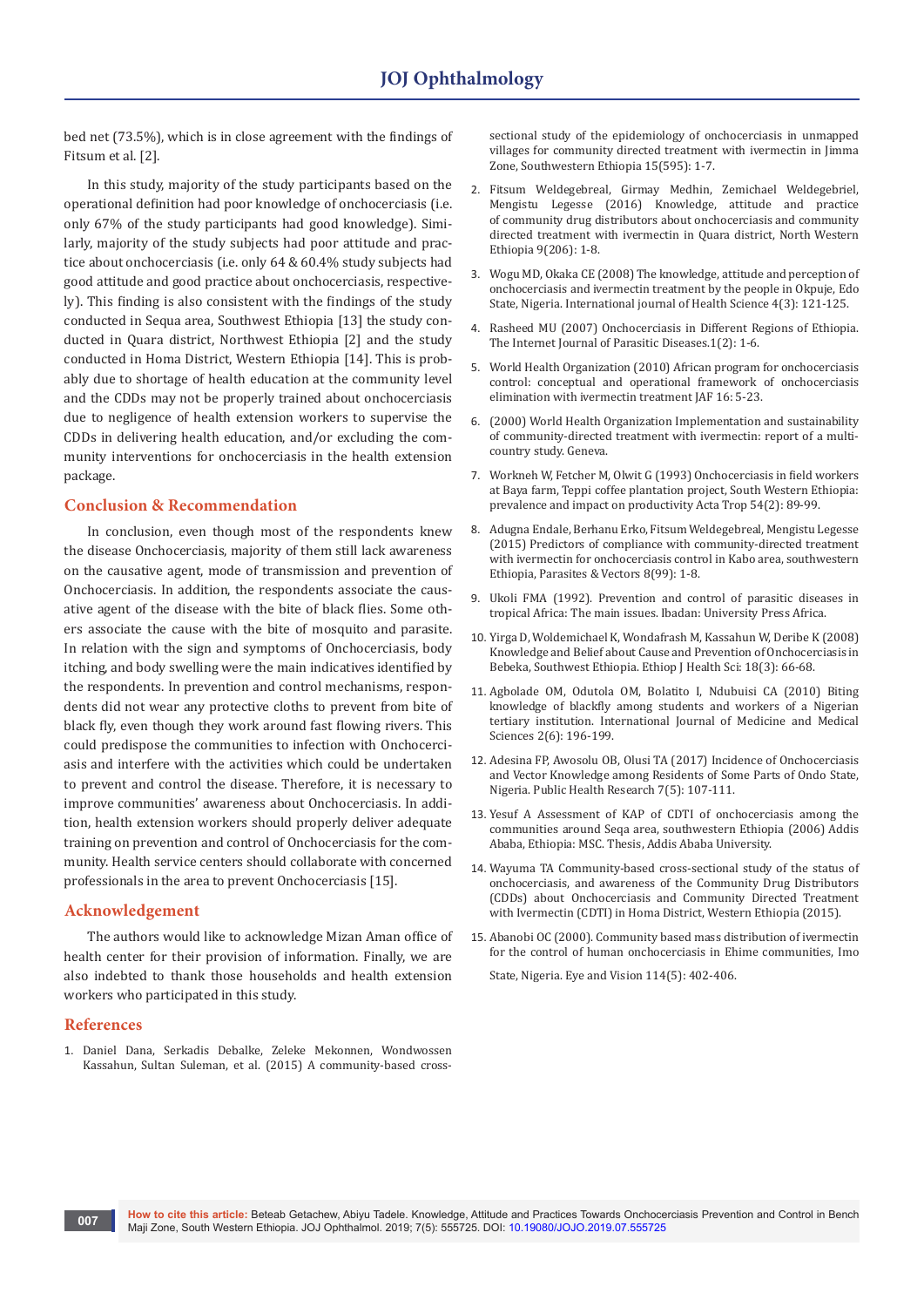bed net (73.5%), which is in close agreement with the findings of Fitsum et al. [2].

In this study, majority of the study participants based on the operational definition had poor knowledge of onchocerciasis (i.e. only 67% of the study participants had good knowledge). Similarly, majority of the study subjects had poor attitude and practice about onchocerciasis (i.e. only 64 & 60.4% study subjects had good attitude and good practice about onchocerciasis, respectively). This finding is also consistent with the findings of the study conducted in Sequa area, Southwest Ethiopia [13] the study conducted in Quara district, Northwest Ethiopia [2] and the study conducted in Homa District, Western Ethiopia [14]. This is probably due to shortage of health education at the community level and the CDDs may not be properly trained about onchocerciasis due to negligence of health extension workers to supervise the CDDs in delivering health education, and/or excluding the community interventions for onchocerciasis in the health extension package.

## Conclusion & Recommendation

In conclusion, even though most of the respondents knew the disease Onchocerciasis, majority of them still lack awareness on the causative agent, mode of transmission and prevention of Onchocerciasis. In addition, the respondents associate the causative agent of the disease with the bite of black flies. Some others associate the cause with the bite of mosquito and parasite. In relation with the sign and symptoms of Onchocerciasis, body itching, and body swelling were the main indicatives identified by the respondents. In prevention and control mechanisms, respondents did not wear any protective cloths to prevent from bite of black fly, even though they work around fast flowing rivers. This could predispose the communities to infection with Onchocerciasis and interfere with the activities which could be undertaken to prevent and control the disease. Therefore, it is necessary to improve communities' awareness about Onchocerciasis. In addition, health extension workers should properly deliver adequate training on prevention and control of Onchocerciasis for the community. Health service centers should collaborate with concerned professionals in the area to prevent Onchocerciasis [15].

## Acknowledgement

The authors would like to acknowledge Mizan Aman office of health center for their provision of information. Finally, we are also indebted to thank those households and health extension workers who participated in this study.

## References

1. Daniel Dana, Serkadis Debalke, Zeleke Mekonnen, Wondwossen Kassahun, Sultan Suleman, et al. (2015) A community-based cross-sectional study of the epidemiology of onchocerciasis in unmapped villages for community directed treatment with ivermectin in Jimma Zone, Southwestern Ethiopia 15(595): 1-7.
2. Fitsum Weldegebreal, Girmay Medhin, Zemichael Weldegebriel, Mengistu Legesse (2016) Knowledge, attitude and practice of community drug distributors about onchocerciasis and community directed treatment with ivermectin in Quara district, North Western Ethiopia 9(206): 1-8.
3. Wogu MD, Okaka CE (2008) The knowledge, attitude and perception of onchocerciasis and ivermectin treatment by the people in Okpuje, Edo State, Nigeria. International journal of Health Science 4(3): 121-125.
4. Rasheed MU (2007) Onchocerciasis in Different Regions of Ethiopia. The Internet Journal of Parasitic Diseases.1(2): 1-6.
5. World Health Organization (2010) African program for onchocerciasis control: conceptual and operational framework of onchocerciasis elimination with ivermectin treatment JAF 16: 5-23.
6. (2000) World Health Organization Implementation and sustainability of community-directed treatment with ivermectin: report of a multi-country study. Geneva.
7. Workneh W, Fetcher M, Olwit G (1993) Onchocerciasis in field workers at Baya farm, Teppi coffee plantation project, South Western Ethiopia: prevalence and impact on productivity Acta Trop 54(2): 89-99.
8. Adugna Endale, Berhanu Erko, Fitsum Weldegebreal, Mengistu Legesse (2015) Predictors of compliance with community-directed treatment with ivermectin for onchocerciasis control in Kabo area, southwestern Ethiopia, Parasites & Vectors 8(99): 1-8.
9. Ukoli FMA (1992). Prevention and control of parasitic diseases in tropical Africa: The main issues. Ibadan: University Press Africa.
10. Yirga D, Woldemichael K, Wondafrash M, Kassahun W, Deribe K (2008) Knowledge and Belief about Cause and Prevention of Onchocerciasis in Bebeka, Southwest Ethiopia. Ethiop J Health Sci: 18(3): 66-68.
11. Agbolade OM, Odutola OM, Bolatito I, Ndubuisi CA (2010) Biting knowledge of blackfly among students and workers of a Nigerian tertiary institution. International Journal of Medicine and Medical Sciences 2(6): 196-199.
12. Adesina FP, Awosolu OB, Olusi TA (2017) Incidence of Onchocerciasis and Vector Knowledge among Residents of Some Parts of Ondo State, Nigeria. Public Health Research 7(5): 107-111.
13. Yesuf A Assessment of KAP of CDTI of onchocerciasis among the communities around Seqa area, southwestern Ethiopia (2006) Addis Ababa, Ethiopia: MSC. Thesis, Addis Ababa University.
14. Wayuma TA Community-based cross-sectional study of the status of onchocerciasis, and awareness of the Community Drug Distributors (CDDs) about Onchocerciasis and Community Directed Treatment with Ivermectin (CDTI) in Homa District, Western Ethiopia (2015).
15. Abanobi OC (2000). Community based mass distribution of ivermectin for the control of human onchocerciasis in Ehime communities, Imo State, Nigeria. Eye and Vision 114(5): 402-406.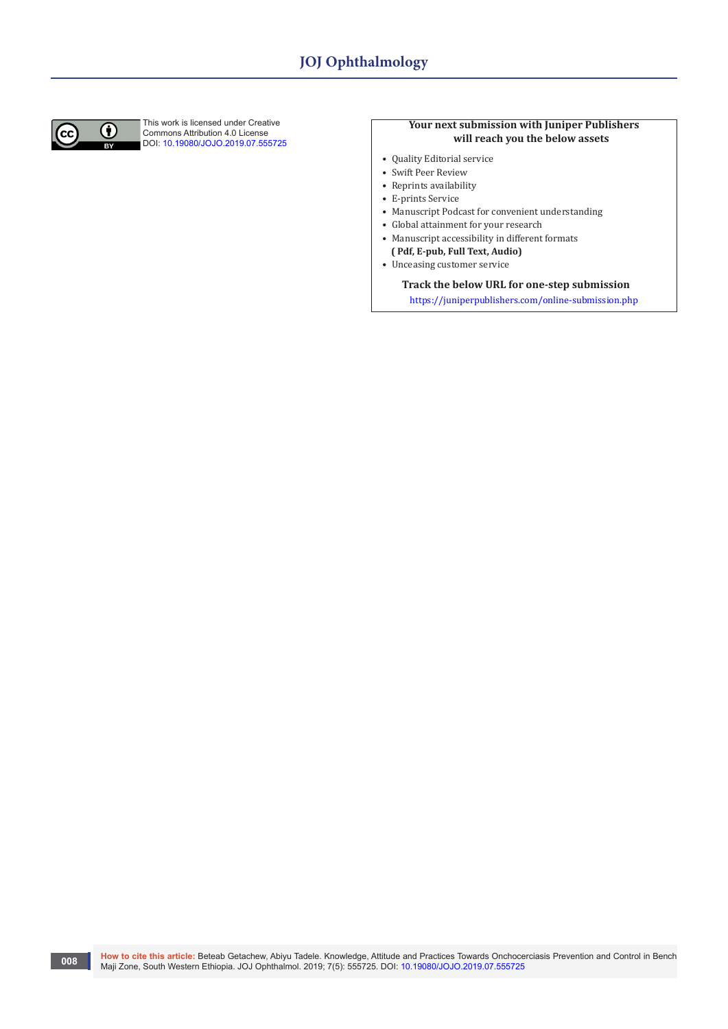This work is licensed under Creative Commons Attribution 4.0 License
DOI: 10.19080/JOJO.2019.07.555725

**Your next submission with Juniper Publishers will reach you the below assets**

- Quality Editorial service
- Swift Peer Review
- Reprints availability
- E-prints Service
- Manuscript Podcast for convenient understanding
- Global attainment for your research
- Manuscript accessibility in different formats
  **( Pdf, E-pub, Full Text, Audio)**
- Unceasing customer service

**Track the below URL for one-step submission**

https://juniperpublishers.com/online-submission.php